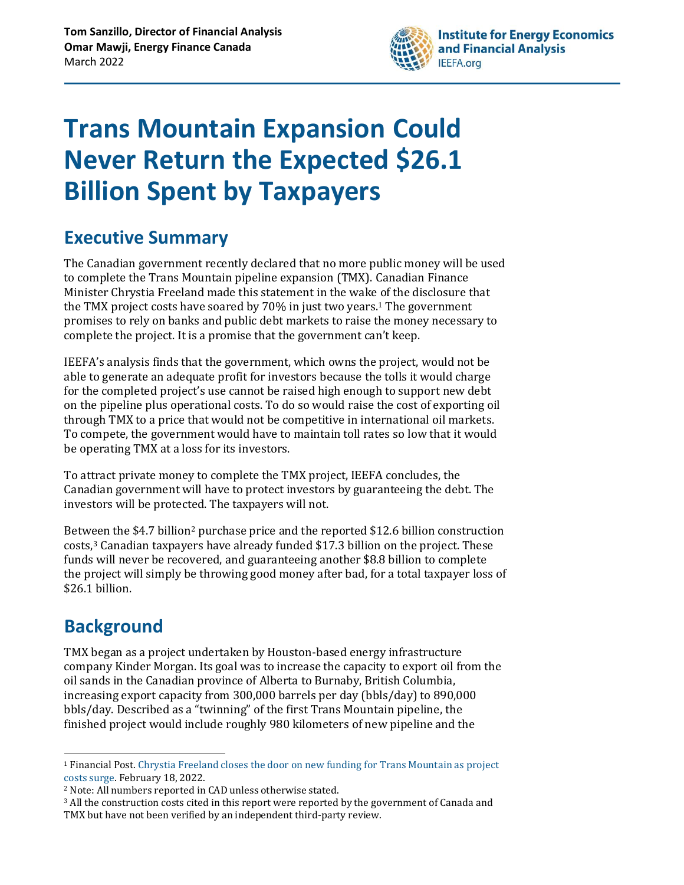Tom Sanzillo, Director of Financial Analysis
Omar Mawji, Energy Finance Canada
March 2022

# Trans Mountain Expansion Could Never Return the Expected $26.1 Billion Spent by Taxpayers

## Executive Summary

The Canadian government recently declared that no more public money will be used to complete the Trans Mountain pipeline expansion (TMX). Canadian Finance Minister Chrystia Freeland made this statement in the wake of the disclosure that the TMX project costs have soared by 70% in just two years.[1] The government promises to rely on banks and public debt markets to raise the money necessary to complete the project. It is a promise that the government can't keep.

IEEFA's analysis finds that the government, which owns the project, would not be able to generate an adequate profit for investors because the tolls it would charge for the completed project's use cannot be raised high enough to support new debt on the pipeline plus operational costs. To do so would raise the cost of exporting oil through TMX to a price that would not be competitive in international oil markets. To compete, the government would have to maintain toll rates so low that it would be operating TMX at a loss for its investors.

To attract private money to complete the TMX project, IEEFA concludes, the Canadian government will have to protect investors by guaranteeing the debt. The investors will be protected. The taxpayers will not.

Between the $4.7 billion[2] purchase price and the reported $12.6 billion construction costs,[3] Canadian taxpayers have already funded $17.3 billion on the project. These funds will never be recovered, and guaranteeing another $8.8 billion to complete the project will simply be throwing good money after bad, for a total taxpayer loss of $26.1 billion.

## Background

TMX began as a project undertaken by Houston-based energy infrastructure company Kinder Morgan. Its goal was to increase the capacity to export oil from the oil sands in the Canadian province of Alberta to Burnaby, British Columbia, increasing export capacity from 300,000 barrels per day (bbls/day) to 890,000 bbls/day. Described as a "twinning" of the first Trans Mountain pipeline, the finished project would include roughly 980 kilometers of new pipeline and the

---

[1] Financial Post. Chrystia Freeland closes the door on new funding for Trans Mountain as project costs surge. February 18, 2022.
[2] Note: All numbers reported in CAD unless otherwise stated.
[3] All the construction costs cited in this report were reported by the government of Canada and TMX but have not been verified by an independent third-party review.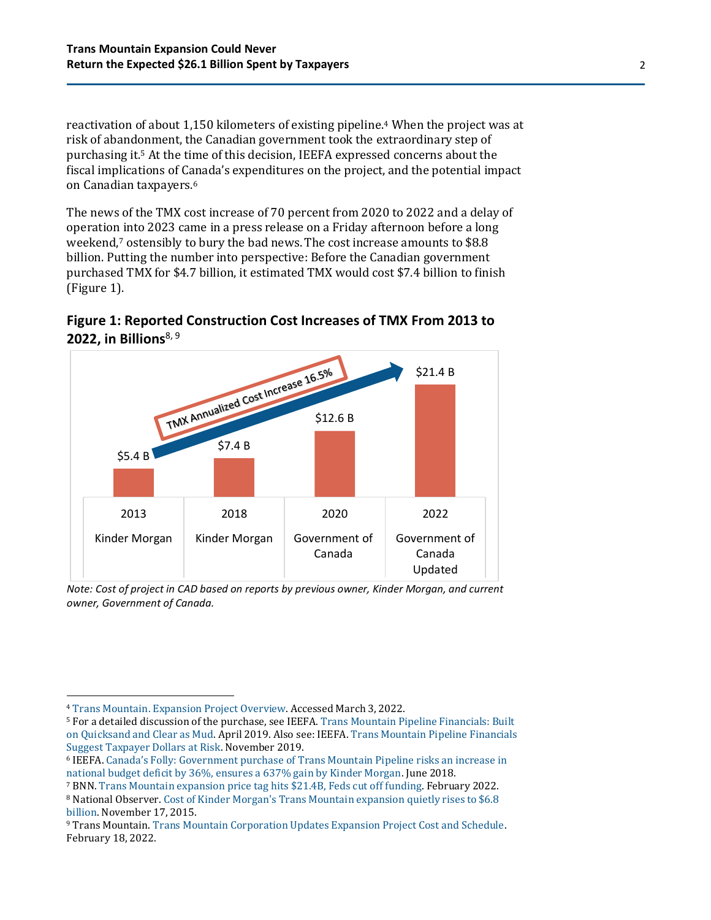reactivation of about 1,150 kilometers of existing pipeline.[4] When the project was at risk of abandonment, the Canadian government took the extraordinary step of purchasing it.[5] At the time of this decision, IEEFA expressed concerns about the fiscal implications of Canada's expenditures on the project, and the potential impact on Canadian taxpayers.[6]

The news of the TMX cost increase of 70 percent from 2020 to 2022 and a delay of operation into 2023 came in a press release on a Friday afternoon before a long weekend,[7] ostensibly to bury the bad news. The cost increase amounts to $8.8 billion. Putting the number into perspective: Before the Canadian government purchased TMX for $4.7 billion, it estimated TMX would cost $7.4 billion to finish (Figure 1).

### Figure 1: Reported Construction Cost Increases of TMX From 2013 to 2022, in Billions[8, 9]

| Year | Owner | Cost |
|---|---|---|
| 2013 | Kinder Morgan | $5.4 B |
| 2018 | Kinder Morgan | $7.4 B |
| 2020 | Government of Canada | $12.6 B |
| 2022 | Government of Canada Updated | $21.4 B |

TMX Annualized Cost Increase 16.5%

*Note: Cost of project in CAD based on reports by previous owner, Kinder Morgan, and current owner, Government of Canada.*

---

[4] Trans Mountain. Expansion Project Overview. Accessed March 3, 2022.

[5] For a detailed discussion of the purchase, see IEEFA. Trans Mountain Pipeline Financials: Built on Quicksand and Clear as Mud. April 2019. Also see: IEEFA. Trans Mountain Pipeline Financials Suggest Taxpayer Dollars at Risk. November 2019.

[6] IEEFA. Canada's Folly: Government purchase of Trans Mountain Pipeline risks an increase in national budget deficit by 36%, ensures a 637% gain by Kinder Morgan. June 2018.

[7] BNN. Trans Mountain expansion price tag hits $21.4B, Feds cut off funding. February 2022.

[8] National Observer. Cost of Kinder Morgan's Trans Mountain expansion quietly rises to $6.8 billion. November 17, 2015.

[9] Trans Mountain. Trans Mountain Corporation Updates Expansion Project Cost and Schedule. February 18, 2022.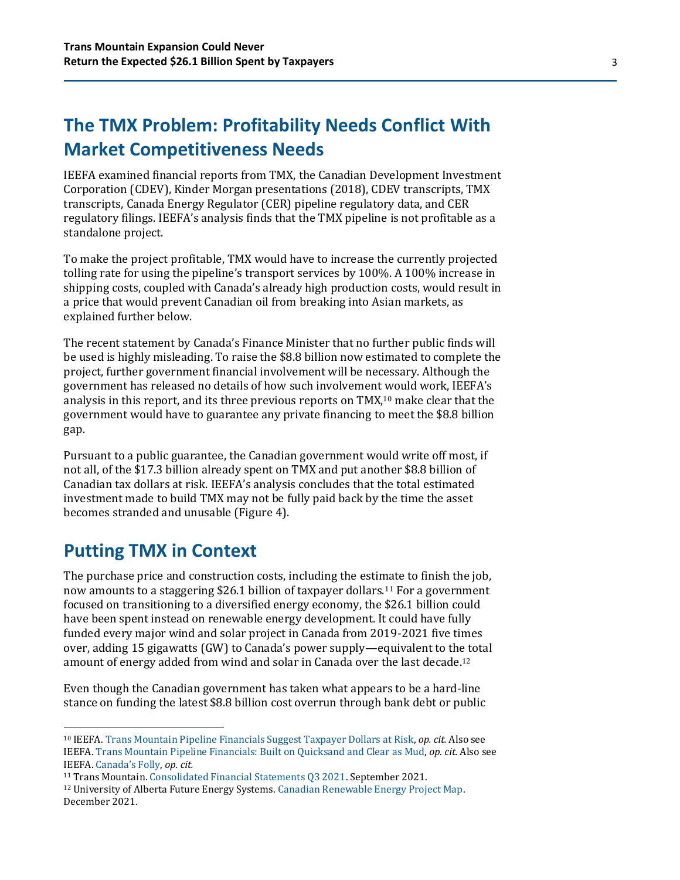## The TMX Problem: Profitability Needs Conflict With Market Competitiveness Needs

IEEFA examined financial reports from TMX, the Canadian Development Investment Corporation (CDEV), Kinder Morgan presentations (2018), CDEV transcripts, TMX transcripts, Canada Energy Regulator (CER) pipeline regulatory data, and CER regulatory filings. IEEFA's analysis finds that the TMX pipeline is not profitable as a standalone project.

To make the project profitable, TMX would have to increase the currently projected tolling rate for using the pipeline's transport services by 100%. A 100% increase in shipping costs, coupled with Canada's already high production costs, would result in a price that would prevent Canadian oil from breaking into Asian markets, as explained further below.

The recent statement by Canada's Finance Minister that no further public finds will be used is highly misleading. To raise the $8.8 billion now estimated to complete the project, further government financial involvement will be necessary. Although the government has released no details of how such involvement would work, IEEFA's analysis in this report, and its three previous reports on TMX,[10] make clear that the government would have to guarantee any private financing to meet the $8.8 billion gap.

Pursuant to a public guarantee, the Canadian government would write off most, if not all, of the $17.3 billion already spent on TMX and put another $8.8 billion of Canadian tax dollars at risk. IEEFA's analysis concludes that the total estimated investment made to build TMX may not be fully paid back by the time the asset becomes stranded and unusable (Figure 4).

## Putting TMX in Context

The purchase price and construction costs, including the estimate to finish the job, now amounts to a staggering $26.1 billion of taxpayer dollars.[11] For a government focused on transitioning to a diversified energy economy, the $26.1 billion could have been spent instead on renewable energy development. It could have fully funded every major wind and solar project in Canada from 2019-2021 five times over, adding 15 gigawatts (GW) to Canada's power supply—equivalent to the total amount of energy added from wind and solar in Canada over the last decade.[12]

Even though the Canadian government has taken what appears to be a hard-line stance on funding the latest $8.8 billion cost overrun through bank debt or public

[10] IEEFA. Trans Mountain Pipeline Financials Suggest Taxpayer Dollars at Risk, *op. cit.* Also see IEEFA. Trans Mountain Pipeline Financials: Built on Quicksand and Clear as Mud, *op. cit.* Also see IEEFA. Canada's Folly, *op. cit.*

[11] Trans Mountain. Consolidated Financial Statements Q3 2021. September 2021.

[12] University of Alberta Future Energy Systems. Canadian Renewable Energy Project Map. December 2021.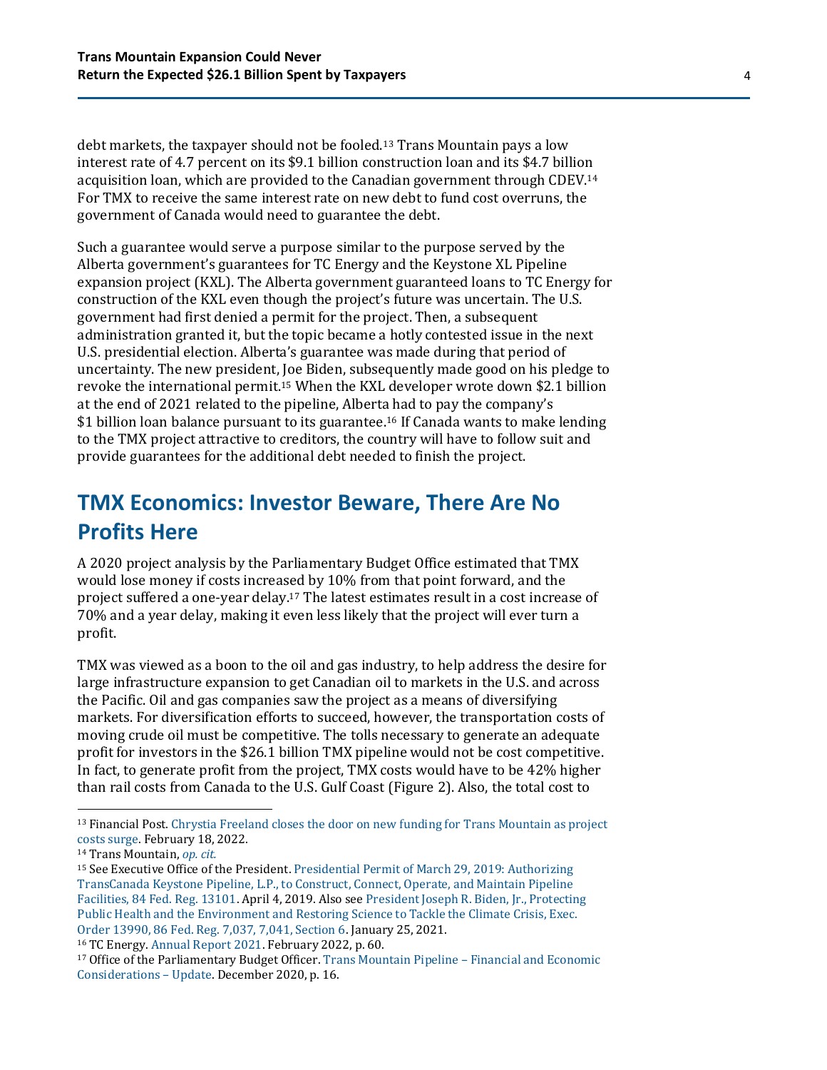debt markets, the taxpayer should not be fooled.[13] Trans Mountain pays a low interest rate of 4.7 percent on its $9.1 billion construction loan and its $4.7 billion acquisition loan, which are provided to the Canadian government through CDEV.[14] For TMX to receive the same interest rate on new debt to fund cost overruns, the government of Canada would need to guarantee the debt.

Such a guarantee would serve a purpose similar to the purpose served by the Alberta government's guarantees for TC Energy and the Keystone XL Pipeline expansion project (KXL). The Alberta government guaranteed loans to TC Energy for construction of the KXL even though the project's future was uncertain. The U.S. government had first denied a permit for the project. Then, a subsequent administration granted it, but the topic became a hotly contested issue in the next U.S. presidential election. Alberta's guarantee was made during that period of uncertainty. The new president, Joe Biden, subsequently made good on his pledge to revoke the international permit.[15] When the KXL developer wrote down $2.1 billion at the end of 2021 related to the pipeline, Alberta had to pay the company's $1 billion loan balance pursuant to its guarantee.[16] If Canada wants to make lending to the TMX project attractive to creditors, the country will have to follow suit and provide guarantees for the additional debt needed to finish the project.

## TMX Economics: Investor Beware, There Are No Profits Here

A 2020 project analysis by the Parliamentary Budget Office estimated that TMX would lose money if costs increased by 10% from that point forward, and the project suffered a one-year delay.[17] The latest estimates result in a cost increase of 70% and a year delay, making it even less likely that the project will ever turn a profit.

TMX was viewed as a boon to the oil and gas industry, to help address the desire for large infrastructure expansion to get Canadian oil to markets in the U.S. and across the Pacific. Oil and gas companies saw the project as a means of diversifying markets. For diversification efforts to succeed, however, the transportation costs of moving crude oil must be competitive. The tolls necessary to generate an adequate profit for investors in the $26.1 billion TMX pipeline would not be cost competitive. In fact, to generate profit from the project, TMX costs would have to be 42% higher than rail costs from Canada to the U.S. Gulf Coast (Figure 2). Also, the total cost to

---

[13] Financial Post. Chrystia Freeland closes the door on new funding for Trans Mountain as project costs surge. February 18, 2022.

[14] Trans Mountain, *op. cit.*

[15] See Executive Office of the President. Presidential Permit of March 29, 2019: Authorizing TransCanada Keystone Pipeline, L.P., to Construct, Connect, Operate, and Maintain Pipeline Facilities, 84 Fed. Reg. 13101. April 4, 2019. Also see President Joseph R. Biden, Jr., Protecting Public Health and the Environment and Restoring Science to Tackle the Climate Crisis, Exec. Order 13990, 86 Fed. Reg. 7,037, 7,041, Section 6. January 25, 2021.

[16] TC Energy. Annual Report 2021. February 2022, p. 60.

[17] Office of the Parliamentary Budget Officer. Trans Mountain Pipeline – Financial and Economic Considerations – Update. December 2020, p. 16.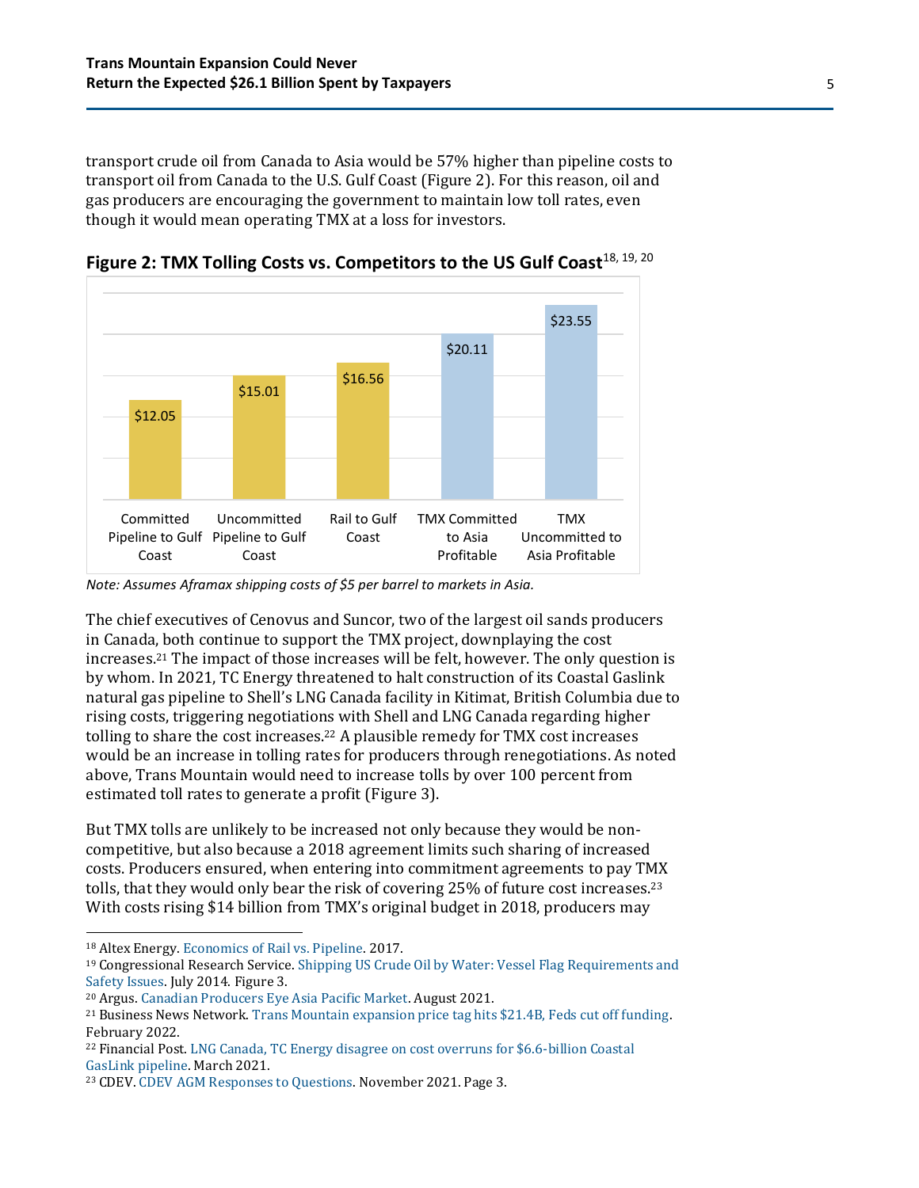transport crude oil from Canada to Asia would be 57% higher than pipeline costs to transport oil from Canada to the U.S. Gulf Coast (Figure 2). For this reason, oil and gas producers are encouraging the government to maintain low toll rates, even though it would mean operating TMX at a loss for investors.

**Figure 2: TMX Tolling Costs vs. Competitors to the US Gulf Coast**[18, 19, 20]

| Route | Cost |
|---|---|
| Committed Pipeline to Gulf Coast | $12.05 |
| Uncommitted Pipeline to Gulf Coast | $15.01 |
| Rail to Gulf Coast | $16.56 |
| TMX Committed to Asia Profitable | $20.11 |
| TMX Uncommitted to Asia Profitable | $23.55 |

*Note: Assumes Aframax shipping costs of $5 per barrel to markets in Asia.*

The chief executives of Cenovus and Suncor, two of the largest oil sands producers in Canada, both continue to support the TMX project, downplaying the cost increases.[21] The impact of those increases will be felt, however. The only question is by whom. In 2021, TC Energy threatened to halt construction of its Coastal Gaslink natural gas pipeline to Shell's LNG Canada facility in Kitimat, British Columbia due to rising costs, triggering negotiations with Shell and LNG Canada regarding higher tolling to share the cost increases.[22] A plausible remedy for TMX cost increases would be an increase in tolling rates for producers through renegotiations. As noted above, Trans Mountain would need to increase tolls by over 100 percent from estimated toll rates to generate a profit (Figure 3).

But TMX tolls are unlikely to be increased not only because they would be non-competitive, but also because a 2018 agreement limits such sharing of increased costs. Producers ensured, when entering into commitment agreements to pay TMX tolls, that they would only bear the risk of covering 25% of future cost increases.[23] With costs rising $14 billion from TMX's original budget in 2018, producers may

[18] Altex Energy. Economics of Rail vs. Pipeline. 2017.

[19] Congressional Research Service. Shipping US Crude Oil by Water: Vessel Flag Requirements and Safety Issues. July 2014. Figure 3.

[20] Argus. Canadian Producers Eye Asia Pacific Market. August 2021.

[21] Business News Network. Trans Mountain expansion price tag hits $21.4B, Feds cut off funding. February 2022.

[22] Financial Post. LNG Canada, TC Energy disagree on cost overruns for $6.6-billion Coastal GasLink pipeline. March 2021.

[23] CDEV. CDEV AGM Responses to Questions. November 2021. Page 3.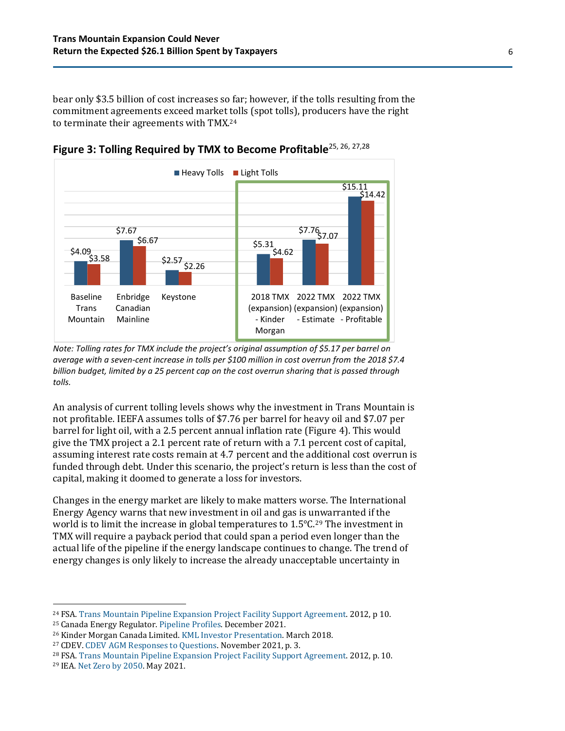bear only $3.5 billion of cost increases so far; however, if the tolls resulting from the commitment agreements exceed market tolls (spot tolls), producers have the right to terminate their agreements with TMX.[24]

**Figure 3: Tolling Required by TMX to Become Profitable**[25, 26, 27,28]

| | Heavy Tolls | Light Tolls |
|---|---|---|
| Baseline Trans Mountain | $4.09 | $3.58 |
| Enbridge Canadian Mainline | $7.67 | $6.67 |
| Keystone | $2.57 | $2.26 |
| 2018 TMX (expansion) - Kinder Morgan | $5.31 | $4.62 |
| 2022 TMX (expansion) - Estimate | $7.76 | $7.07 |
| 2022 TMX (expansion) - Profitable | $15.11 | $14.42 |

*Note: Tolling rates for TMX include the project's original assumption of $5.17 per barrel on average with a seven-cent increase in tolls per $100 million in cost overrun from the 2018 $7.4 billion budget, limited by a 25 percent cap on the cost overrun sharing that is passed through tolls.*

An analysis of current tolling levels shows why the investment in Trans Mountain is not profitable. IEEFA assumes tolls of $7.76 per barrel for heavy oil and $7.07 per barrel for light oil, with a 2.5 percent annual inflation rate (Figure 4). This would give the TMX project a 2.1 percent rate of return with a 7.1 percent cost of capital, assuming interest rate costs remain at 4.7 percent and the additional cost overrun is funded through debt. Under this scenario, the project's return is less than the cost of capital, making it doomed to generate a loss for investors.

Changes in the energy market are likely to make matters worse. The International Energy Agency warns that new investment in oil and gas is unwarranted if the world is to limit the increase in global temperatures to 1.5°C.[29] The investment in TMX will require a payback period that could span a period even longer than the actual life of the pipeline if the energy landscape continues to change. The trend of energy changes is only likely to increase the already unacceptable uncertainty in

---

[24] FSA. Trans Mountain Pipeline Expansion Project Facility Support Agreement. 2012, p 10.
[25] Canada Energy Regulator. Pipeline Profiles. December 2021.
[26] Kinder Morgan Canada Limited. KML Investor Presentation. March 2018.
[27] CDEV. CDEV AGM Responses to Questions. November 2021, p. 3.
[28] FSA. Trans Mountain Pipeline Expansion Project Facility Support Agreement. 2012, p. 10.
[29] IEA. Net Zero by 2050. May 2021.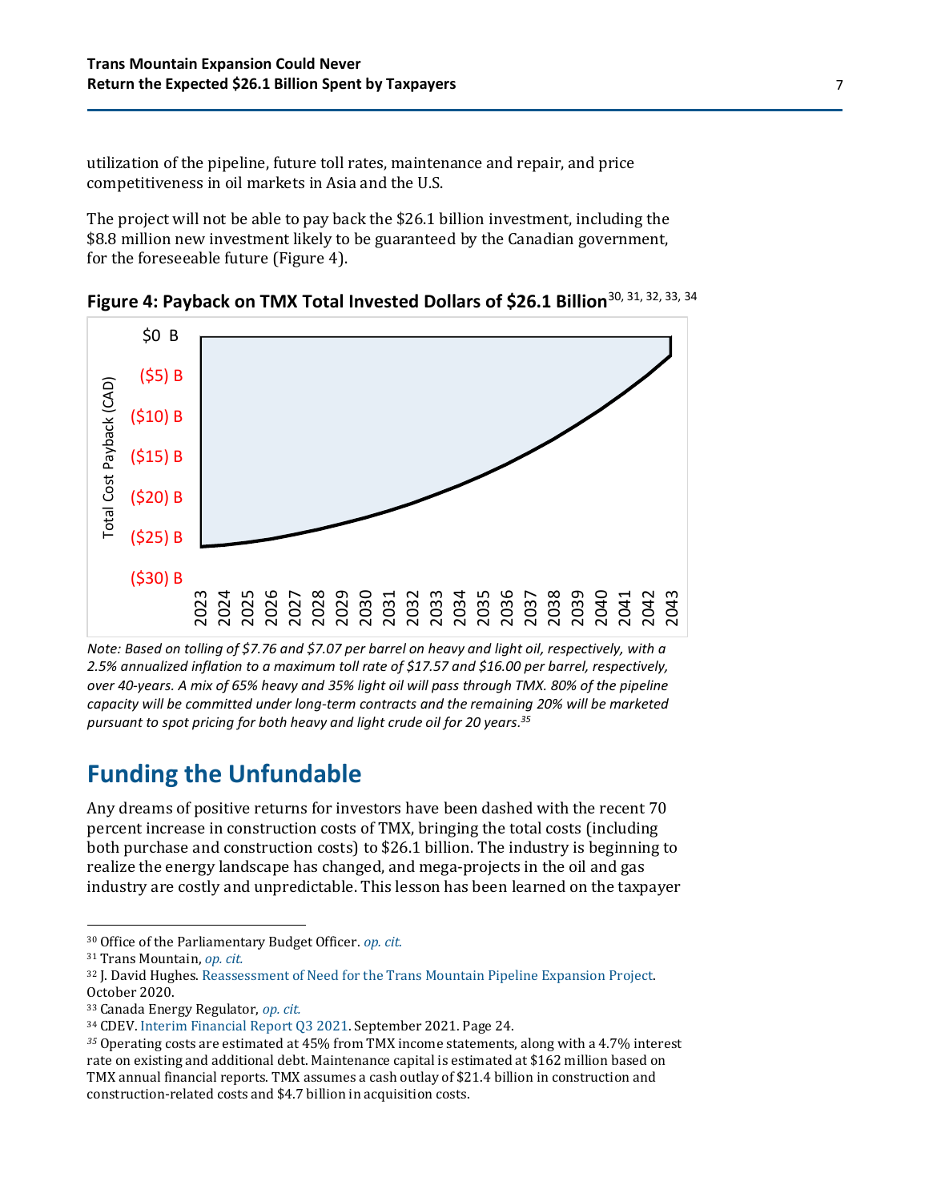utilization of the pipeline, future toll rates, maintenance and repair, and price competitiveness in oil markets in Asia and the U.S.

The project will not be able to pay back the $26.1 billion investment, including the $8.8 million new investment likely to be guaranteed by the Canadian government, for the foreseeable future (Figure 4).

**Figure 4: Payback on TMX Total Invested Dollars of $26.1 Billion**[30, 31, 32, 33, 34]

*Note: Based on tolling of $7.76 and $7.07 per barrel on heavy and light oil, respectively, with a 2.5% annualized inflation to a maximum toll rate of $17.57 and $16.00 per barrel, respectively, over 40-years. A mix of 65% heavy and 35% light oil will pass through TMX. 80% of the pipeline capacity will be committed under long-term contracts and the remaining 20% will be marketed pursuant to spot pricing for both heavy and light crude oil for 20 years.*[35]

## Funding the Unfundable

Any dreams of positive returns for investors have been dashed with the recent 70 percent increase in construction costs of TMX, bringing the total costs (including both purchase and construction costs) to $26.1 billion. The industry is beginning to realize the energy landscape has changed, and mega-projects in the oil and gas industry are costly and unpredictable. This lesson has been learned on the taxpayer

---

[30] Office of the Parliamentary Budget Officer. *op. cit.*

[31] Trans Mountain, *op. cit.*

[32] J. David Hughes. Reassessment of Need for the Trans Mountain Pipeline Expansion Project. October 2020.

[33] Canada Energy Regulator, *op. cit.*

[34] CDEV. Interim Financial Report Q3 2021. September 2021. Page 24.

[35] Operating costs are estimated at 45% from TMX income statements, along with a 4.7% interest rate on existing and additional debt. Maintenance capital is estimated at $162 million based on TMX annual financial reports. TMX assumes a cash outlay of $21.4 billion in construction and construction-related costs and $4.7 billion in acquisition costs.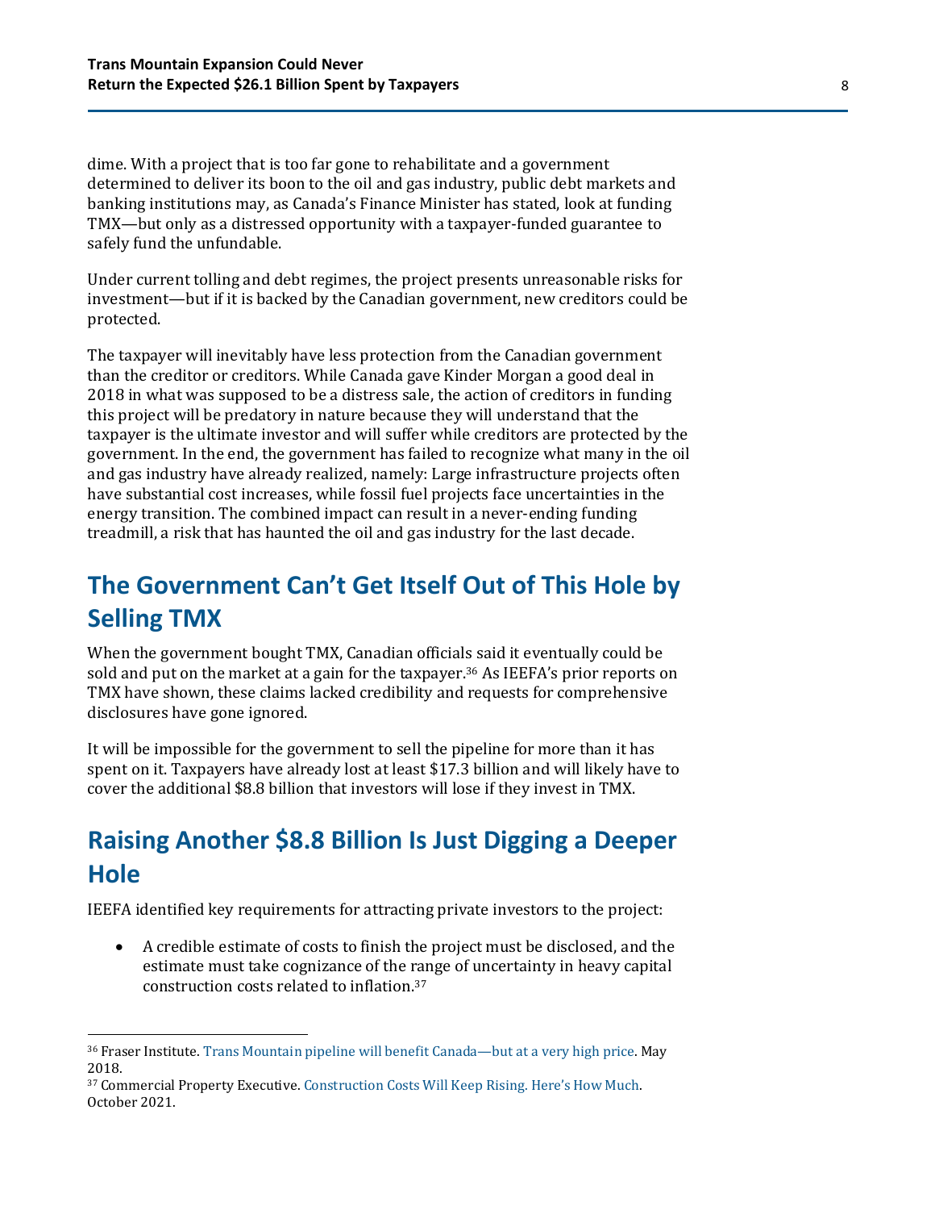dime. With a project that is too far gone to rehabilitate and a government determined to deliver its boon to the oil and gas industry, public debt markets and banking institutions may, as Canada's Finance Minister has stated, look at funding TMX—but only as a distressed opportunity with a taxpayer-funded guarantee to safely fund the unfundable.

Under current tolling and debt regimes, the project presents unreasonable risks for investment—but if it is backed by the Canadian government, new creditors could be protected.

The taxpayer will inevitably have less protection from the Canadian government than the creditor or creditors. While Canada gave Kinder Morgan a good deal in 2018 in what was supposed to be a distress sale, the action of creditors in funding this project will be predatory in nature because they will understand that the taxpayer is the ultimate investor and will suffer while creditors are protected by the government. In the end, the government has failed to recognize what many in the oil and gas industry have already realized, namely: Large infrastructure projects often have substantial cost increases, while fossil fuel projects face uncertainties in the energy transition. The combined impact can result in a never-ending funding treadmill, a risk that has haunted the oil and gas industry for the last decade.

## The Government Can't Get Itself Out of This Hole by Selling TMX

When the government bought TMX, Canadian officials said it eventually could be sold and put on the market at a gain for the taxpayer.[36] As IEEFA's prior reports on TMX have shown, these claims lacked credibility and requests for comprehensive disclosures have gone ignored.

It will be impossible for the government to sell the pipeline for more than it has spent on it. Taxpayers have already lost at least $17.3 billion and will likely have to cover the additional $8.8 billion that investors will lose if they invest in TMX.

## Raising Another $8.8 Billion Is Just Digging a Deeper Hole

IEEFA identified key requirements for attracting private investors to the project:

- A credible estimate of costs to finish the project must be disclosed, and the estimate must take cognizance of the range of uncertainty in heavy capital construction costs related to inflation.[37]

---

[36] Fraser Institute. Trans Mountain pipeline will benefit Canada—but at a very high price. May 2018.

[37] Commercial Property Executive. Construction Costs Will Keep Rising. Here's How Much. October 2021.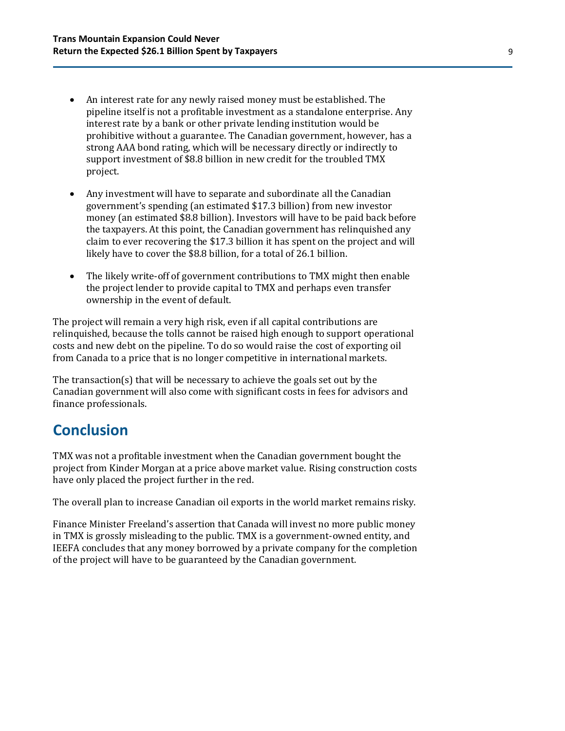- An interest rate for any newly raised money must be established. The pipeline itself is not a profitable investment as a standalone enterprise. Any interest rate by a bank or other private lending institution would be prohibitive without a guarantee. The Canadian government, however, has a strong AAA bond rating, which will be necessary directly or indirectly to support investment of $8.8 billion in new credit for the troubled TMX project.

- Any investment will have to separate and subordinate all the Canadian government's spending (an estimated $17.3 billion) from new investor money (an estimated $8.8 billion). Investors will have to be paid back before the taxpayers. At this point, the Canadian government has relinquished any claim to ever recovering the $17.3 billion it has spent on the project and will likely have to cover the $8.8 billion, for a total of 26.1 billion.

- The likely write-off of government contributions to TMX might then enable the project lender to provide capital to TMX and perhaps even transfer ownership in the event of default.

The project will remain a very high risk, even if all capital contributions are relinquished, because the tolls cannot be raised high enough to support operational costs and new debt on the pipeline. To do so would raise the cost of exporting oil from Canada to a price that is no longer competitive in international markets.

The transaction(s) that will be necessary to achieve the goals set out by the Canadian government will also come with significant costs in fees for advisors and finance professionals.

## Conclusion

TMX was not a profitable investment when the Canadian government bought the project from Kinder Morgan at a price above market value. Rising construction costs have only placed the project further in the red.

The overall plan to increase Canadian oil exports in the world market remains risky.

Finance Minister Freeland's assertion that Canada will invest no more public money in TMX is grossly misleading to the public. TMX is a government-owned entity, and IEEFA concludes that any money borrowed by a private company for the completion of the project will have to be guaranteed by the Canadian government.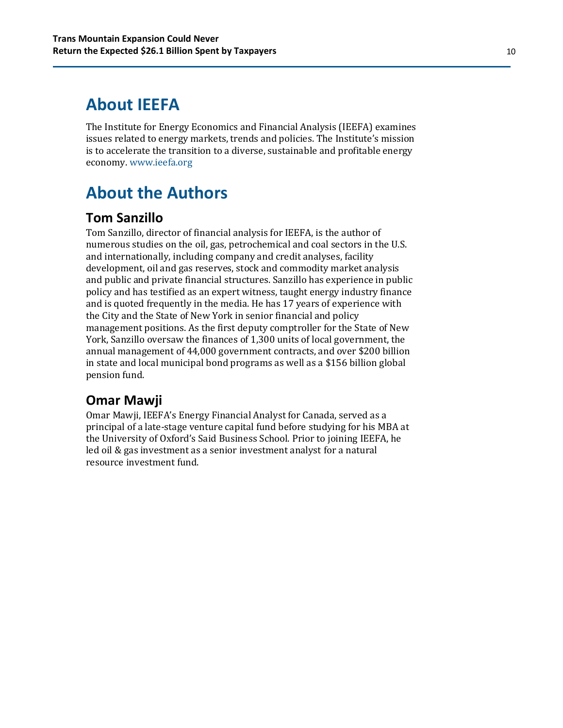## About IEEFA

The Institute for Energy Economics and Financial Analysis (IEEFA) examines issues related to energy markets, trends and policies. The Institute's mission is to accelerate the transition to a diverse, sustainable and profitable energy economy. www.ieefa.org

## About the Authors

### Tom Sanzillo

Tom Sanzillo, director of financial analysis for IEEFA, is the author of numerous studies on the oil, gas, petrochemical and coal sectors in the U.S. and internationally, including company and credit analyses, facility development, oil and gas reserves, stock and commodity market analysis and public and private financial structures. Sanzillo has experience in public policy and has testified as an expert witness, taught energy industry finance and is quoted frequently in the media. He has 17 years of experience with the City and the State of New York in senior financial and policy management positions. As the first deputy comptroller for the State of New York, Sanzillo oversaw the finances of 1,300 units of local government, the annual management of 44,000 government contracts, and over $200 billion in state and local municipal bond programs as well as a $156 billion global pension fund.

### Omar Mawji

Omar Mawji, IEEFA's Energy Financial Analyst for Canada, served as a principal of a late-stage venture capital fund before studying for his MBA at the University of Oxford's Said Business School. Prior to joining IEEFA, he led oil & gas investment as a senior investment analyst for a natural resource investment fund.